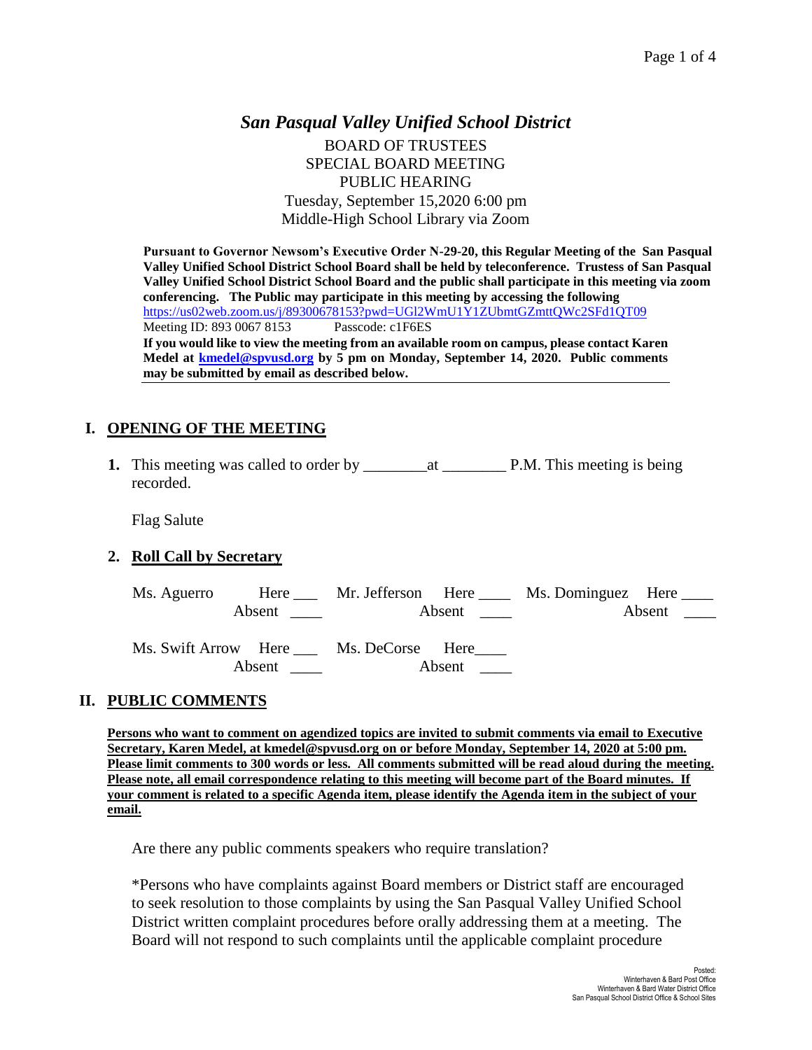# *San Pasqual Valley Unified School District*

BOARD OF TRUSTEES
SPECIAL BOARD MEETING
PUBLIC HEARING
Tuesday, September 15,2020 6:00 pm
Middle-High School Library via Zoom

**Pursuant to Governor Newsom's Executive Order N-29-20, this Regular Meeting of the San Pasqual Valley Unified School District School Board shall be held by teleconference. Trustess of San Pasqual Valley Unified School District School Board and the public shall participate in this meeting via zoom conferencing. The Public may participate in this meeting by accessing the following** https://us02web.zoom.us/j/89300678153?pwd=UGl2WmU1Y1ZUbmtGZmttQWc2SFd1QT09
Meeting ID: 893 0067 8153 Passcode: c1F6ES
**If you would like to view the meeting from an available room on campus, please contact Karen Medel at kmedel@spvusd.org by 5 pm on Monday, September 14, 2020. Public comments may be submitted by email as described below.**

## I. OPENING OF THE MEETING

**1.** This meeting was called to order by ________at ________ P.M. This meeting is being recorded.

Flag Salute

**2. Roll Call by Secretary**

| | | | | | |
|---|---|---|---|---|---|
| Ms. Aguerro | Here ___ Absent ____ | Mr. Jefferson | Here ____ Absent ____ | Ms. Dominguez | Here ____ Absent ____ |
| Ms. Swift Arrow | Here ___ Absent ____ | Ms. DeCorse | Here____ Absent ____ | | |

## II. PUBLIC COMMENTS

**Persons who want to comment on agendized topics are invited to submit comments via email to Executive Secretary, Karen Medel, at kmedel@spvusd.org on or before Monday, September 14, 2020 at 5:00 pm. Please limit comments to 300 words or less. All comments submitted will be read aloud during the meeting. Please note, all email correspondence relating to this meeting will become part of the Board minutes. If your comment is related to a specific Agenda item, please identify the Agenda item in the subject of your email.**

Are there any public comments speakers who require translation?

*Persons who have complaints against Board members or District staff are encouraged to seek resolution to those complaints by using the San Pasqual Valley Unified School District written complaint procedures before orally addressing them at a meeting. The Board will not respond to such complaints until the applicable complaint procedure

Posted:
Winterhaven & Bard Post Office
Winterhaven & Bard Water District Office
San Pasqual School District Office & School Sites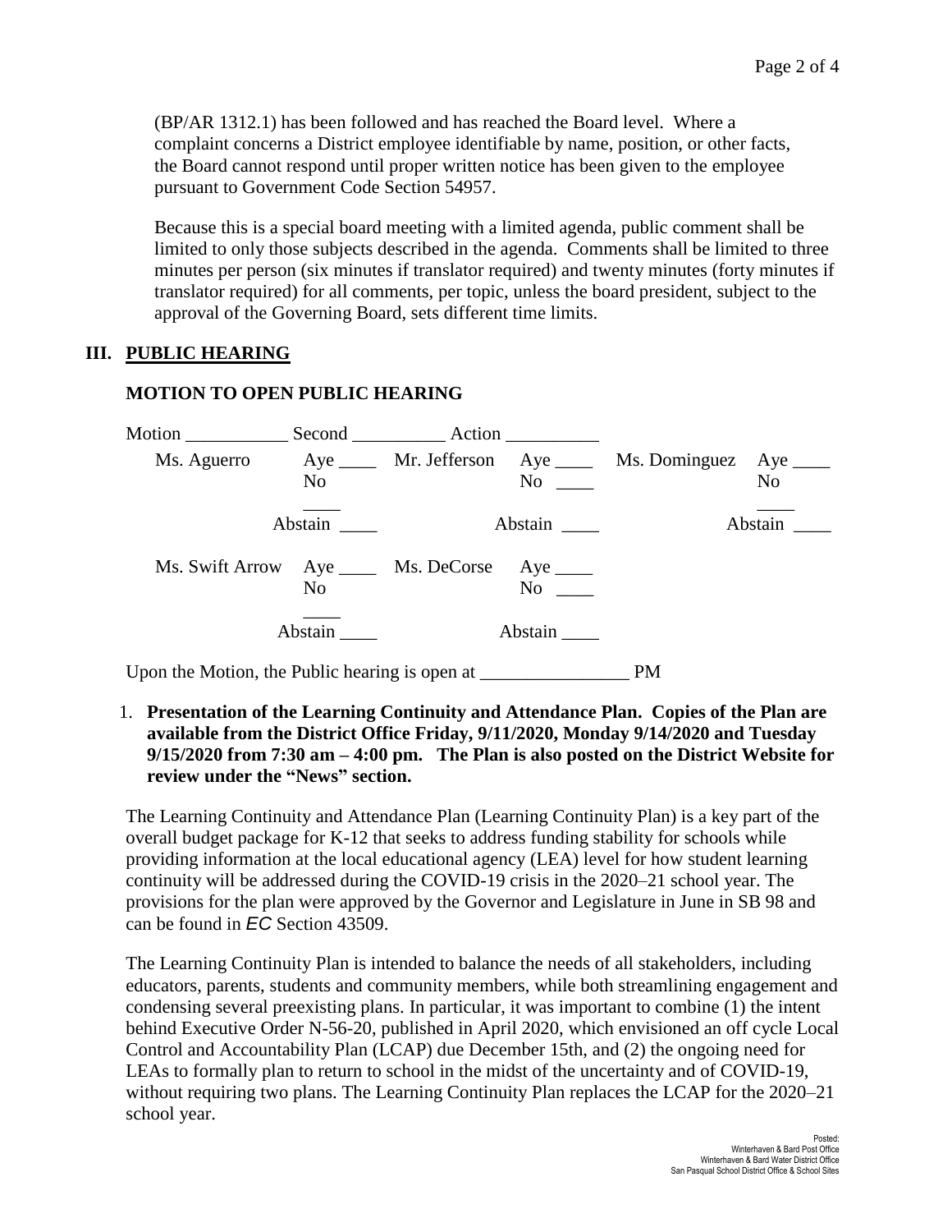(BP/AR 1312.1) has been followed and has reached the Board level. Where a complaint concerns a District employee identifiable by name, position, or other facts, the Board cannot respond until proper written notice has been given to the employee pursuant to Government Code Section 54957.

Because this is a special board meeting with a limited agenda, public comment shall be limited to only those subjects described in the agenda. Comments shall be limited to three minutes per person (six minutes if translator required) and twenty minutes (forty minutes if translator required) for all comments, per topic, unless the board president, subject to the approval of the Governing Board, sets different time limits.

## III. PUBLIC HEARING

### MOTION TO OPEN PUBLIC HEARING

Motion ___________ Second __________ Action __________

| | | | | | |
|---|---|---|---|---|---|
| Ms. Aguerro | Aye ____ No ____ Abstain ____ | Mr. Jefferson | Aye ____ No ____ Abstain ____ | Ms. Dominguez | Aye ____ No ____ Abstain ____ |
| Ms. Swift Arrow | Aye ____ No ____ Abstain ____ | Ms. DeCorse | Aye ____ No ____ Abstain ____ | | |

Upon the Motion, the Public hearing is open at ________________ PM

1. **Presentation of the Learning Continuity and Attendance Plan. Copies of the Plan are available from the District Office Friday, 9/11/2020, Monday 9/14/2020 and Tuesday 9/15/2020 from 7:30 am – 4:00 pm. The Plan is also posted on the District Website for review under the "News" section.**

The Learning Continuity and Attendance Plan (Learning Continuity Plan) is a key part of the overall budget package for K-12 that seeks to address funding stability for schools while providing information at the local educational agency (LEA) level for how student learning continuity will be addressed during the COVID-19 crisis in the 2020–21 school year. The provisions for the plan were approved by the Governor and Legislature in June in SB 98 and can be found in *EC* Section 43509.

The Learning Continuity Plan is intended to balance the needs of all stakeholders, including educators, parents, students and community members, while both streamlining engagement and condensing several preexisting plans. In particular, it was important to combine (1) the intent behind Executive Order N-56-20, published in April 2020, which envisioned an off cycle Local Control and Accountability Plan (LCAP) due December 15th, and (2) the ongoing need for LEAs to formally plan to return to school in the midst of the uncertainty and of COVID-19, without requiring two plans. The Learning Continuity Plan replaces the LCAP for the 2020–21 school year.

Posted:
Winterhaven & Bard Post Office
Winterhaven & Bard Water District Office
San Pasqual School District Office & School Sites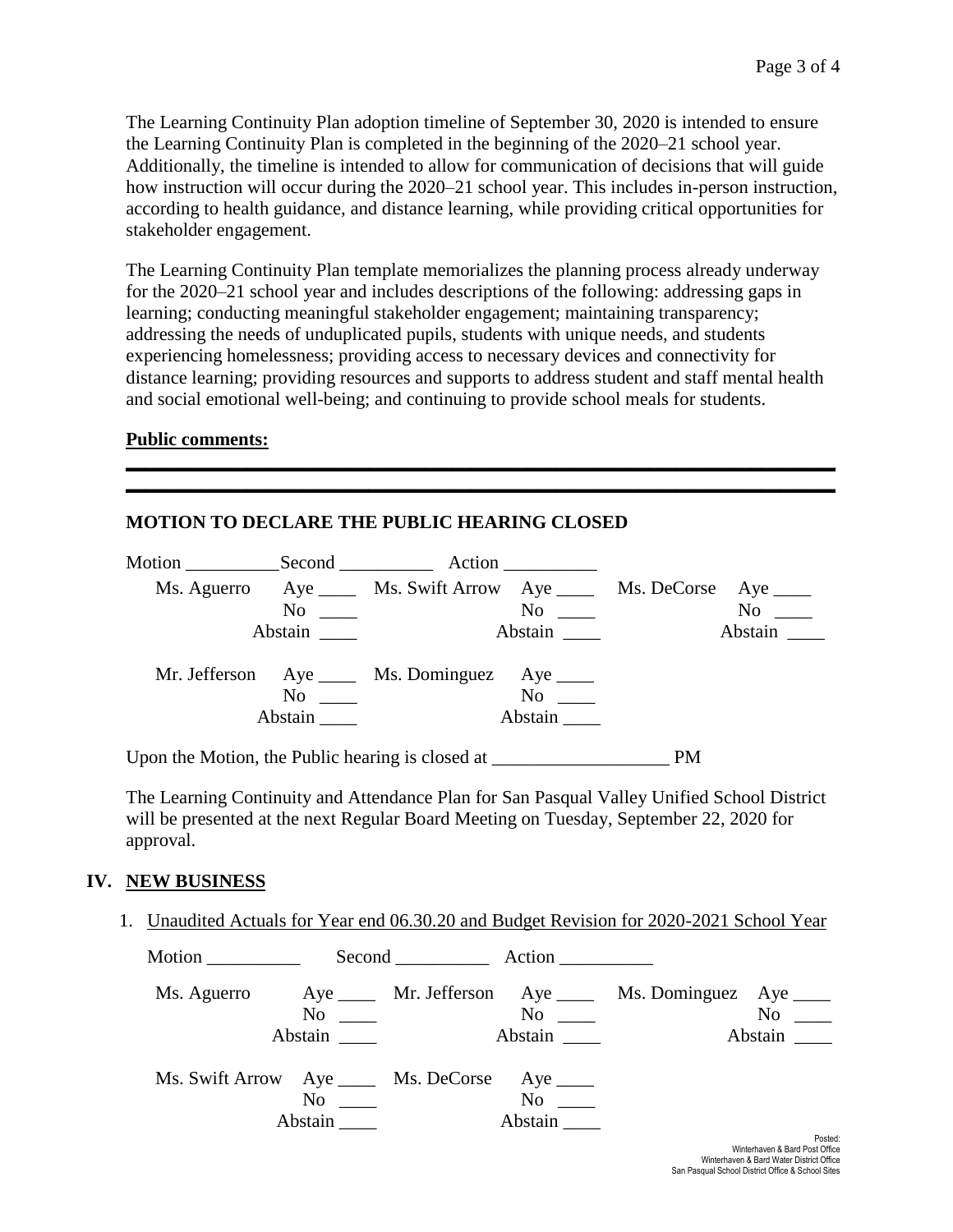The Learning Continuity Plan adoption timeline of September 30, 2020 is intended to ensure the Learning Continuity Plan is completed in the beginning of the 2020–21 school year. Additionally, the timeline is intended to allow for communication of decisions that will guide how instruction will occur during the 2020–21 school year. This includes in-person instruction, according to health guidance, and distance learning, while providing critical opportunities for stakeholder engagement.

The Learning Continuity Plan template memorializes the planning process already underway for the 2020–21 school year and includes descriptions of the following: addressing gaps in learning; conducting meaningful stakeholder engagement; maintaining transparency; addressing the needs of unduplicated pupils, students with unique needs, and students experiencing homelessness; providing access to necessary devices and connectivity for distance learning; providing resources and supports to address student and staff mental health and social emotional well-being; and continuing to provide school meals for students.

**Public comments:**

---

---

**MOTION TO DECLARE THE PUBLIC HEARING CLOSED**

Motion __________ Second __________ Action __________

| | | | | | |
|---|---|---|---|---|---|
| Ms. Aguerro | Aye ____ | Ms. Swift Arrow | Aye ____ | Ms. DeCorse | Aye ____ |
| | No ____ | | No ____ | | No ____ |
| | Abstain ____ | | Abstain ____ | | Abstain ____ |
| Mr. Jefferson | Aye ____ | Ms. Dominguez | Aye ____ | | |
| | No ____ | | No ____ | | |
| | Abstain ____ | | Abstain ____ | | |

Upon the Motion, the Public hearing is closed at ___________________ PM

The Learning Continuity and Attendance Plan for San Pasqual Valley Unified School District will be presented at the next Regular Board Meeting on Tuesday, September 22, 2020 for approval.

## IV. NEW BUSINESS

1. Unaudited Actuals for Year end 06.30.20 and Budget Revision for 2020-2021 School Year

Motion __________ Second __________ Action __________

| | | | | | |
|---|---|---|---|---|---|
| Ms. Aguerro | Aye ____ | Mr. Jefferson | Aye ____ | Ms. Dominguez | Aye ____ |
| | No ____ | | No ____ | | No ____ |
| | Abstain ____ | | Abstain ____ | | Abstain ____ |
| Ms. Swift Arrow | Aye ____ | Ms. DeCorse | Aye ____ | | |
| | No ____ | | No ____ | | |
| | Abstain ____ | | Abstain ____ | | |

Posted:
Winterhaven & Bard Post Office
Winterhaven & Bard Water District Office
San Pasqual School District Office & School Sites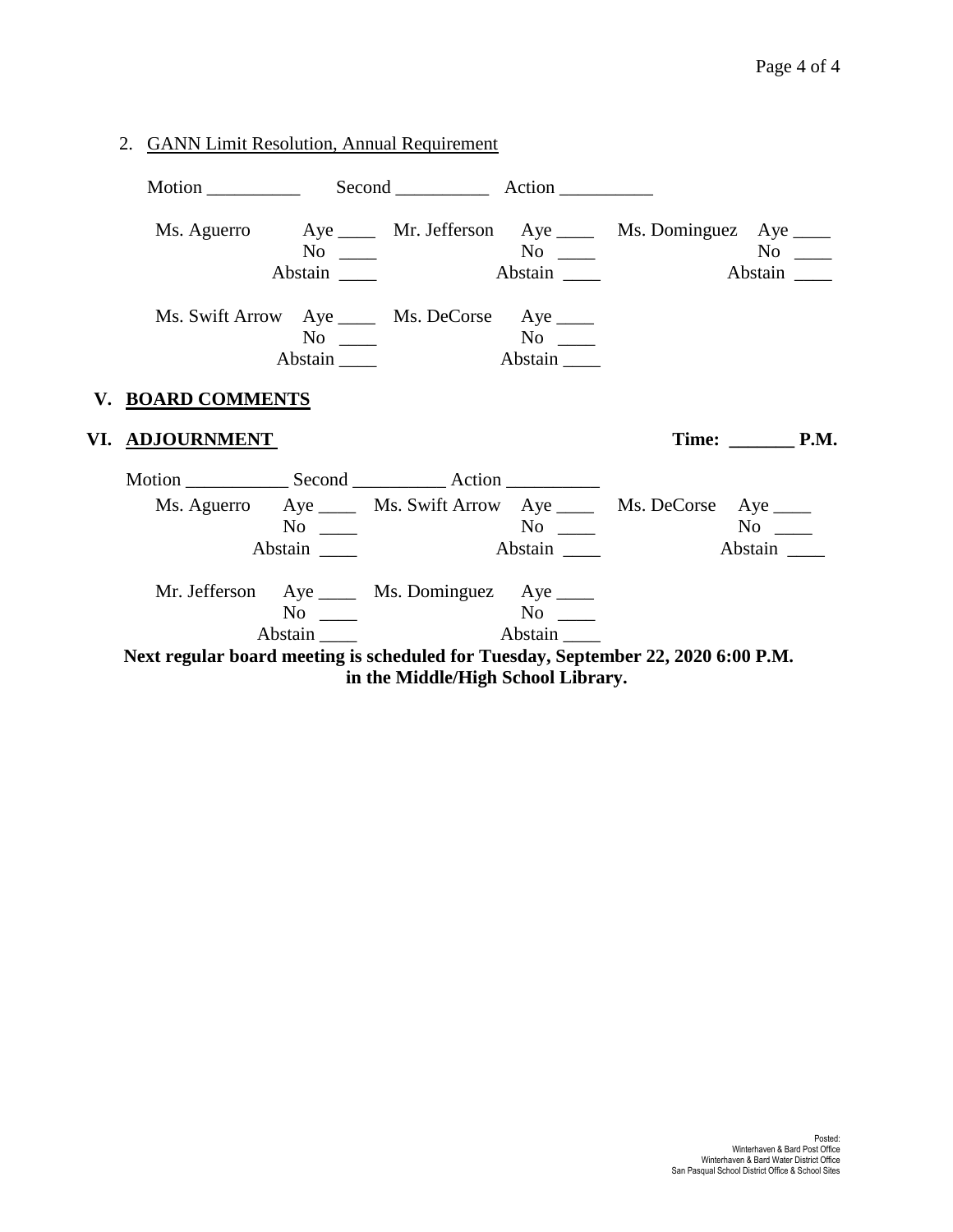2. GANN Limit Resolution, Annual Requirement

Motion __________ Second __________ Action __________

| | | | | | |
|---|---|---|---|---|---|
| Ms. Aguerro | Aye ____ | Mr. Jefferson | Aye ____ | Ms. Dominguez | Aye ____ |
| | No ____ | | No ____ | | No ____ |
| | Abstain ____ | | Abstain ____ | | Abstain ____ |
| Ms. Swift Arrow | Aye ____ | Ms. DeCorse | Aye ____ | | |
| | No ____ | | No ____ | | |
| | Abstain ____ | | Abstain ____ | | |

## V. BOARD COMMENTS

## VI. ADJOURNMENT

**Time: _______ P.M.**

Motion ___________ Second __________ Action __________

| | | | | | |
|---|---|---|---|---|---|
| Ms. Aguerro | Aye ____ | Ms. Swift Arrow | Aye ____ | Ms. DeCorse | Aye ____ |
| | No ____ | | No ____ | | No ____ |
| | Abstain ____ | | Abstain ____ | | Abstain ____ |
| Mr. Jefferson | Aye ____ | Ms. Dominguez | Aye ____ | | |
| | No ____ | | No ____ | | |
| | Abstain ____ | | Abstain ____ | | |

**Next regular board meeting is scheduled for Tuesday, September 22, 2020 6:00 P.M. in the Middle/High School Library.**

Posted:
Winterhaven & Bard Post Office
Winterhaven & Bard Water District Office
San Pasqual School District Office & School Sites